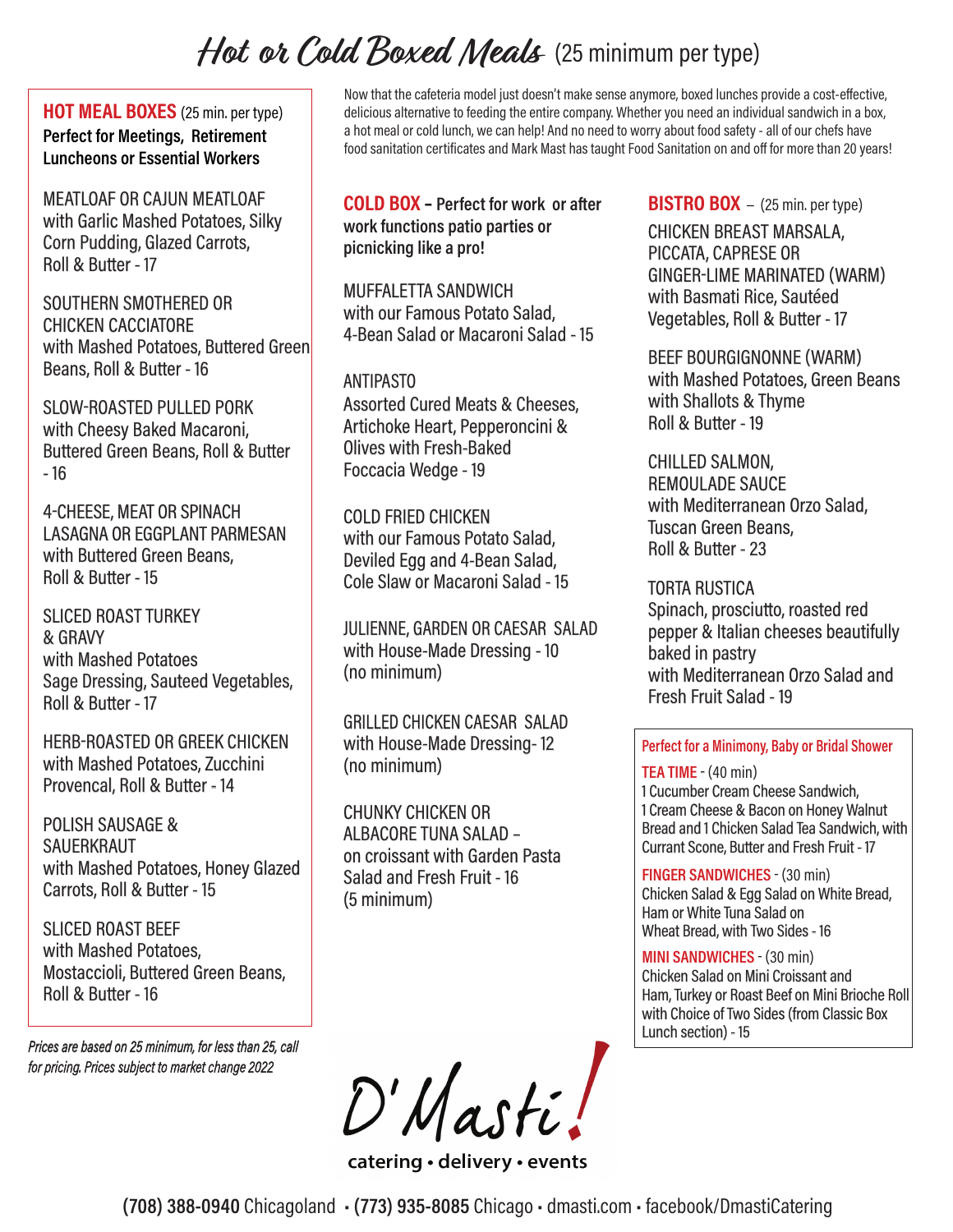# Hot or Cold Boxed Meals (25 minimum per type)

Now that the cafeteria model just doesn't make sense anymore, boxed lunches provide a cost-effective, delicious alternative to feeding the entire company. Whether you need an individual sandwich in a box, a hot meal or cold lunch, we can help! And no need to worry about food safety - all of our chefs have food sanitation certificates and Mark Mast has taught Food Sanitation on and off for more than 20 years!

## HOT MEAL BOXES (25 min. per type)

**Perfect for Meetings, Retirement Luncheons or Essential Workers**

MEATLOAF OR CAJUN MEATLOAF
with Garlic Mashed Potatoes, Silky Corn Pudding, Glazed Carrots, Roll & Butter - 17

SOUTHERN SMOTHERED OR CHICKEN CACCIATORE
with Mashed Potatoes, Buttered Green Beans, Roll & Butter - 16

SLOW-ROASTED PULLED PORK
with Cheesy Baked Macaroni, Buttered Green Beans, Roll & Butter - 16

4-CHEESE, MEAT OR SPINACH LASAGNA OR EGGPLANT PARMESAN
with Buttered Green Beans, Roll & Butter - 15

SLICED ROAST TURKEY & GRAVY
with Mashed Potatoes Sage Dressing, Sauteed Vegetables, Roll & Butter - 17

HERB-ROASTED OR GREEK CHICKEN
with Mashed Potatoes, Zucchini Provencal, Roll & Butter - 14

POLISH SAUSAGE & SAUERKRAUT
with Mashed Potatoes, Honey Glazed Carrots, Roll & Butter - 15

SLICED ROAST BEEF
with Mashed Potatoes, Mostaccioli, Buttered Green Beans, Roll & Butter - 16

*Prices are based on 25 minimum, for less than 25, call for pricing. Prices subject to market change 2022*

## COLD BOX – Perfect for work or after work functions patio parties or picnicking like a pro!

MUFFALETTA SANDWICH
with our Famous Potato Salad, 4-Bean Salad or Macaroni Salad - 15

ANTIPASTO
Assorted Cured Meats & Cheeses, Artichoke Heart, Pepperoncini & Olives with Fresh-Baked Foccacia Wedge - 19

COLD FRIED CHICKEN
with our Famous Potato Salad, Deviled Egg and 4-Bean Salad, Cole Slaw or Macaroni Salad - 15

JULIENNE, GARDEN OR CAESAR SALAD
with House-Made Dressing - 10
(no minimum)

GRILLED CHICKEN CAESAR SALAD
with House-Made Dressing- 12
(no minimum)

CHUNKY CHICKEN OR ALBACORE TUNA SALAD –
on croissant with Garden Pasta Salad and Fresh Fruit - 16
(5 minimum)

## BISTRO BOX – (25 min. per type)

CHICKEN BREAST MARSALA, PICCATA, CAPRESE OR GINGER-LIME MARINATED (WARM)
with Basmati Rice, Sautéed Vegetables, Roll & Butter - 17

BEEF BOURGIGNONNE (WARM)
with Mashed Potatoes, Green Beans with Shallots & Thyme Roll & Butter - 19

CHILLED SALMON, REMOULADE SAUCE
with Mediterranean Orzo Salad, Tuscan Green Beans, Roll & Butter - 23

TORTA RUSTICA
Spinach, prosciutto, roasted red pepper & Italian cheeses beautifully baked in pastry with Mediterranean Orzo Salad and Fresh Fruit Salad - 19

### Perfect for a Minimony, Baby or Bridal Shower

**TEA TIME** - (40 min)
1 Cucumber Cream Cheese Sandwich, 1 Cream Cheese & Bacon on Honey Walnut Bread and 1 Chicken Salad Tea Sandwich, with Currant Scone, Butter and Fresh Fruit - 17

**FINGER SANDWICHES** - (30 min)
Chicken Salad & Egg Salad on White Bread, Ham or White Tuna Salad on Wheat Bread, with Two Sides - 16

**MINI SANDWICHES** - (30 min)
Chicken Salad on Mini Croissant and Ham, Turkey or Roast Beef on Mini Brioche Roll with Choice of Two Sides (from Classic Box Lunch section) - 15

D'Masti!
catering • delivery • events

**(708) 388-0940** Chicagoland • **(773) 935-8085** Chicago • dmasti.com • facebook/DmastiCatering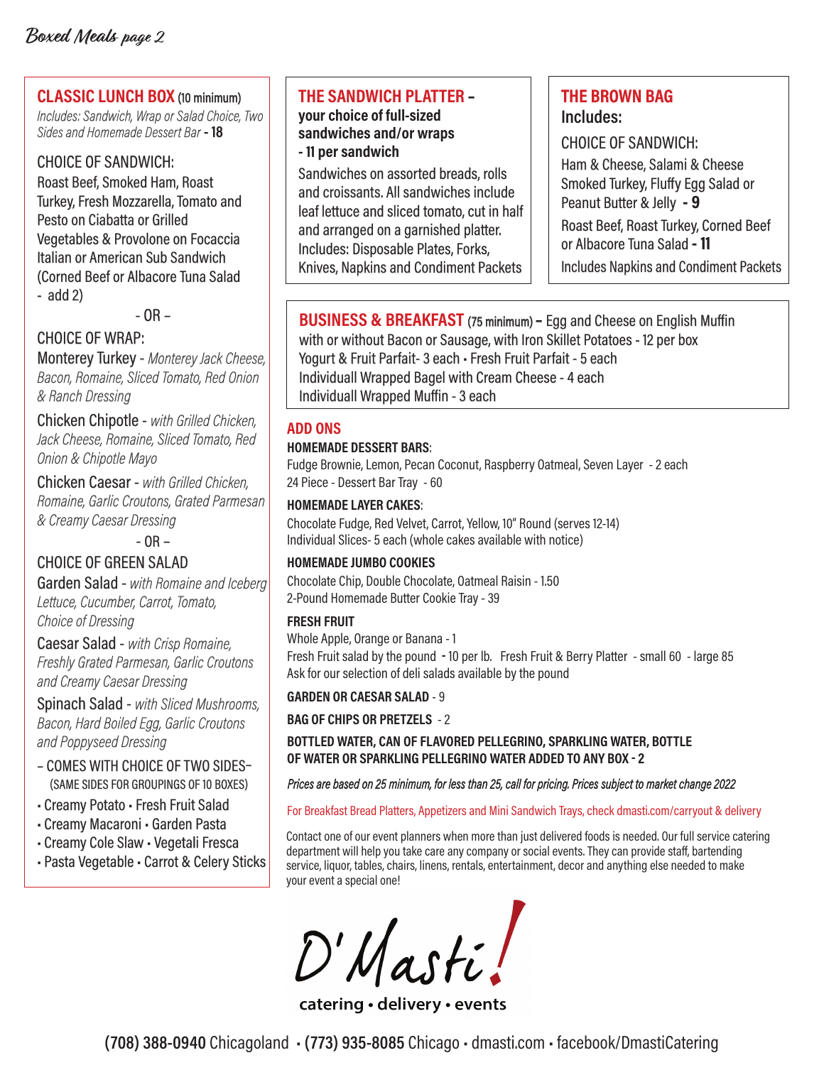# Boxed Meals page 2

## CLASSIC LUNCH BOX (10 minimum)

*Includes: Sandwich, Wrap or Salad Choice, Two Sides and Homemade Dessert Bar* **- 18**

CHOICE OF SANDWICH:

Roast Beef, Smoked Ham, Roast Turkey, Fresh Mozzarella, Tomato and Pesto on Ciabatta or Grilled Vegetables & Provolone on Focaccia Italian or American Sub Sandwich (Corned Beef or Albacore Tuna Salad - add 2)

- OR -

CHOICE OF WRAP:

Monterey Turkey - *Monterey Jack Cheese, Bacon, Romaine, Sliced Tomato, Red Onion & Ranch Dressing*

Chicken Chipotle - *with Grilled Chicken, Jack Cheese, Romaine, Sliced Tomato, Red Onion & Chipotle Mayo*

Chicken Caesar - *with Grilled Chicken, Romaine, Garlic Croutons, Grated Parmesan & Creamy Caesar Dressing*

- OR -

CHOICE OF GREEN SALAD

Garden Salad - *with Romaine and Iceberg Lettuce, Cucumber, Carrot, Tomato, Choice of Dressing*

Caesar Salad - *with Crisp Romaine, Freshly Grated Parmesan, Garlic Croutons and Creamy Caesar Dressing*

Spinach Salad - *with Sliced Mushrooms, Bacon, Hard Boiled Egg, Garlic Croutons and Poppyseed Dressing*

– COMES WITH CHOICE OF TWO SIDES–
(SAME SIDES FOR GROUPINGS OF 10 BOXES)

- Creamy Potato • Fresh Fruit Salad
- Creamy Macaroni • Garden Pasta
- Creamy Cole Slaw • Vegetali Fresca
- Pasta Vegetable • Carrot & Celery Sticks

## THE SANDWICH PLATTER – your choice of full-sized sandwiches and/or wraps - 11 per sandwich

Sandwiches on assorted breads, rolls and croissants. All sandwiches include leaf lettuce and sliced tomato, cut in half and arranged on a garnished platter. Includes: Disposable Plates, Forks, Knives, Napkins and Condiment Packets

## THE BROWN BAG Includes:

CHOICE OF SANDWICH:

Ham & Cheese, Salami & Cheese Smoked Turkey, Fluffy Egg Salad or Peanut Butter & Jelly **- 9**

Roast Beef, Roast Turkey, Corned Beef or Albacore Tuna Salad **- 11**

Includes Napkins and Condiment Packets

## BUSINESS & BREAKFAST (75 minimum) – Egg and Cheese on English Muffin

with or without Bacon or Sausage, with Iron Skillet Potatoes - 12 per box
Yogurt & Fruit Parfait- 3 each • Fresh Fruit Parfait - 5 each
Individuall Wrapped Bagel with Cream Cheese - 4 each
Individuall Wrapped Muffin - 3 each

## ADD ONS

**HOMEMADE DESSERT BARS**:
Fudge Brownie, Lemon, Pecan Coconut, Raspberry Oatmeal, Seven Layer - 2 each
24 Piece - Dessert Bar Tray - 60

**HOMEMADE LAYER CAKES**:
Chocolate Fudge, Red Velvet, Carrot, Yellow, 10" Round (serves 12-14)
Individual Slices- 5 each (whole cakes available with notice)

**HOMEMADE JUMBO COOKIES**
Chocolate Chip, Double Chocolate, Oatmeal Raisin - 1.50
2-Pound Homemade Butter Cookie Tray - 39

**FRESH FRUIT**
Whole Apple, Orange or Banana - 1
Fresh Fruit salad by the pound - 10 per lb. Fresh Fruit & Berry Platter - small 60 - large 85
Ask for our selection of deli salads available by the pound

**GARDEN OR CAESAR SALAD** - 9

**BAG OF CHIPS OR PRETZELS** - 2

**BOTTLED WATER, CAN OF FLAVORED PELLEGRINO, SPARKLING WATER, BOTTLE OF WATER OR SPARKLING PELLEGRINO WATER ADDED TO ANY BOX - 2**

*Prices are based on 25 minimum, for less than 25, call for pricing. Prices subject to market change 2022*

For Breakfast Bread Platters, Appetizers and Mini Sandwich Trays, check dmasti.com/carryout & delivery

Contact one of our event planners when more than just delivered foods is needed. Our full service catering department will help you take care any company or social events. They can provide staff, bartending service, liquor, tables, chairs, linens, rentals, entertainment, decor and anything else needed to make your event a special one!

D'Masti!
catering • delivery • events

**(708) 388-0940** Chicagoland • **(773) 935-8085** Chicago • dmasti.com • facebook/DmastiCatering